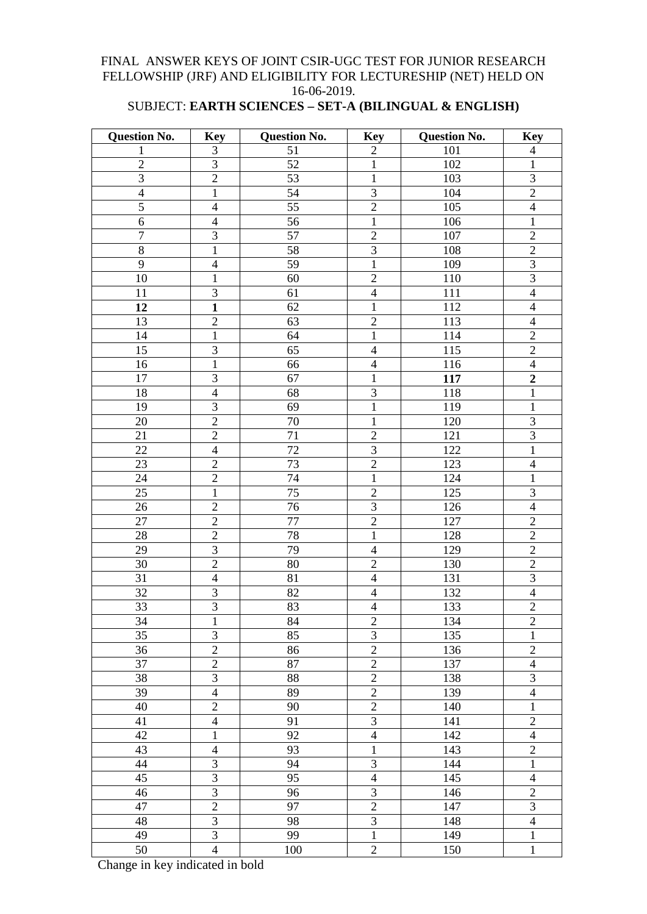FINAL ANSWER KEYS OF JOINT CSIR-UGC TEST FOR JUNIOR RESEARCH FELLOWSHIP (JRF) AND ELIGIBILITY FOR LECTURESHIP (NET) HELD ON 16-06-2019.

SUBJECT: **EARTH SCIENCES – SET-A (BILINGUAL & ENGLISH)**

| Question No. | Key | Question No. | Key | Question No. | Key |
|---|---|---|---|---|---|
| 1 | 3 | 51 | 2 | 101 | 4 |
| 2 | 3 | 52 | 1 | 102 | 1 |
| 3 | 2 | 53 | 1 | 103 | 3 |
| 4 | 1 | 54 | 3 | 104 | 2 |
| 5 | 4 | 55 | 2 | 105 | 4 |
| 6 | 4 | 56 | 1 | 106 | 1 |
| 7 | 3 | 57 | 2 | 107 | 2 |
| 8 | 1 | 58 | 3 | 108 | 2 |
| 9 | 4 | 59 | 1 | 109 | 3 |
| 10 | 1 | 60 | 2 | 110 | 3 |
| 11 | 3 | 61 | 4 | 111 | 4 |
| **12** | **1** | 62 | 1 | 112 | 4 |
| 13 | 2 | 63 | 2 | 113 | 4 |
| 14 | 1 | 64 | 1 | 114 | 2 |
| 15 | 3 | 65 | 4 | 115 | 2 |
| 16 | 1 | 66 | 4 | 116 | 4 |
| 17 | 3 | 67 | 1 | **117** | **2** |
| 18 | 4 | 68 | 3 | 118 | 1 |
| 19 | 3 | 69 | 1 | 119 | 1 |
| 20 | 2 | 70 | 1 | 120 | 3 |
| 21 | 2 | 71 | 2 | 121 | 3 |
| 22 | 4 | 72 | 3 | 122 | 1 |
| 23 | 2 | 73 | 2 | 123 | 4 |
| 24 | 2 | 74 | 1 | 124 | 1 |
| 25 | 1 | 75 | 2 | 125 | 3 |
| 26 | 2 | 76 | 3 | 126 | 4 |
| 27 | 2 | 77 | 2 | 127 | 2 |
| 28 | 2 | 78 | 1 | 128 | 2 |
| 29 | 3 | 79 | 4 | 129 | 2 |
| 30 | 2 | 80 | 2 | 130 | 2 |
| 31 | 4 | 81 | 4 | 131 | 3 |
| 32 | 3 | 82 | 4 | 132 | 4 |
| 33 | 3 | 83 | 4 | 133 | 2 |
| 34 | 1 | 84 | 2 | 134 | 2 |
| 35 | 3 | 85 | 3 | 135 | 1 |
| 36 | 2 | 86 | 2 | 136 | 2 |
| 37 | 2 | 87 | 2 | 137 | 4 |
| 38 | 3 | 88 | 2 | 138 | 3 |
| 39 | 4 | 89 | 2 | 139 | 4 |
| 40 | 2 | 90 | 2 | 140 | 1 |
| 41 | 4 | 91 | 3 | 141 | 2 |
| 42 | 1 | 92 | 4 | 142 | 4 |
| 43 | 4 | 93 | 1 | 143 | 2 |
| 44 | 3 | 94 | 3 | 144 | 1 |
| 45 | 3 | 95 | 4 | 145 | 4 |
| 46 | 3 | 96 | 3 | 146 | 2 |
| 47 | 2 | 97 | 2 | 147 | 3 |
| 48 | 3 | 98 | 3 | 148 | 4 |
| 49 | 3 | 99 | 1 | 149 | 1 |
| 50 | 4 | 100 | 2 | 150 | 1 |

Change in key indicated in bold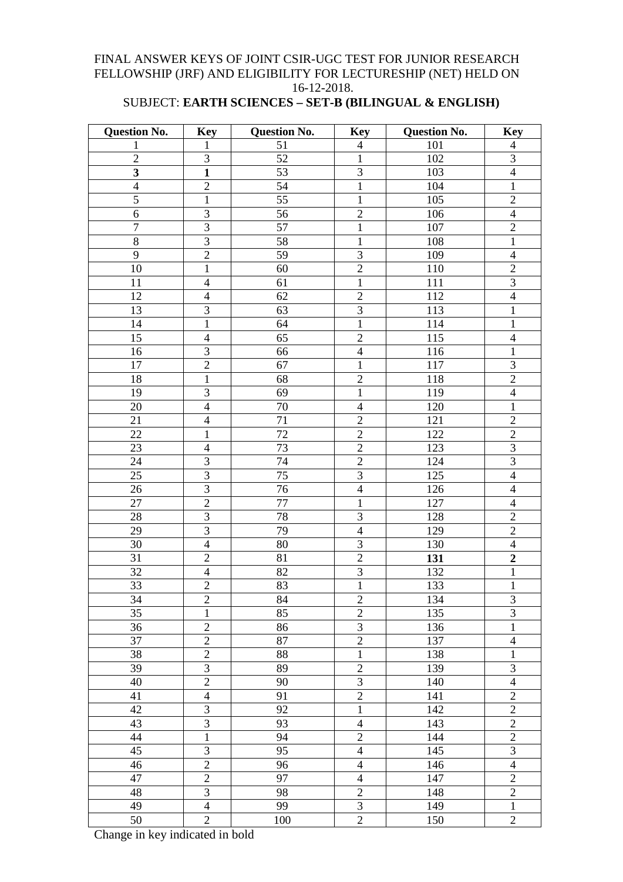FINAL ANSWER KEYS OF JOINT CSIR-UGC TEST FOR JUNIOR RESEARCH FELLOWSHIP (JRF) AND ELIGIBILITY FOR LECTURESHIP (NET) HELD ON 16-12-2018.

SUBJECT: **EARTH SCIENCES – SET-B (BILINGUAL & ENGLISH)**

| Question No. | Key | Question No. | Key | Question No. | Key |
|---|---|---|---|---|---|
| 1 | 1 | 51 | 4 | 101 | 4 |
| 2 | 3 | 52 | 1 | 102 | 3 |
| **3** | **1** | 53 | 3 | 103 | 4 |
| 4 | 2 | 54 | 1 | 104 | 1 |
| 5 | 1 | 55 | 1 | 105 | 2 |
| 6 | 3 | 56 | 2 | 106 | 4 |
| 7 | 3 | 57 | 1 | 107 | 2 |
| 8 | 3 | 58 | 1 | 108 | 1 |
| 9 | 2 | 59 | 3 | 109 | 4 |
| 10 | 1 | 60 | 2 | 110 | 2 |
| 11 | 4 | 61 | 1 | 111 | 3 |
| 12 | 4 | 62 | 2 | 112 | 4 |
| 13 | 3 | 63 | 3 | 113 | 1 |
| 14 | 1 | 64 | 1 | 114 | 1 |
| 15 | 4 | 65 | 2 | 115 | 4 |
| 16 | 3 | 66 | 4 | 116 | 1 |
| 17 | 2 | 67 | 1 | 117 | 3 |
| 18 | 1 | 68 | 2 | 118 | 2 |
| 19 | 3 | 69 | 1 | 119 | 4 |
| 20 | 4 | 70 | 4 | 120 | 1 |
| 21 | 4 | 71 | 2 | 121 | 2 |
| 22 | 1 | 72 | 2 | 122 | 2 |
| 23 | 4 | 73 | 2 | 123 | 3 |
| 24 | 3 | 74 | 2 | 124 | 3 |
| 25 | 3 | 75 | 3 | 125 | 4 |
| 26 | 3 | 76 | 4 | 126 | 4 |
| 27 | 2 | 77 | 1 | 127 | 4 |
| 28 | 3 | 78 | 3 | 128 | 2 |
| 29 | 3 | 79 | 4 | 129 | 2 |
| 30 | 4 | 80 | 3 | 130 | 4 |
| 31 | 2 | 81 | 2 | **131** | **2** |
| 32 | 4 | 82 | 3 | 132 | 1 |
| 33 | 2 | 83 | 1 | 133 | 1 |
| 34 | 2 | 84 | 2 | 134 | 3 |
| 35 | 1 | 85 | 2 | 135 | 3 |
| 36 | 2 | 86 | 3 | 136 | 1 |
| 37 | 2 | 87 | 2 | 137 | 4 |
| 38 | 2 | 88 | 1 | 138 | 1 |
| 39 | 3 | 89 | 2 | 139 | 3 |
| 40 | 2 | 90 | 3 | 140 | 4 |
| 41 | 4 | 91 | 2 | 141 | 2 |
| 42 | 3 | 92 | 1 | 142 | 2 |
| 43 | 3 | 93 | 4 | 143 | 2 |
| 44 | 1 | 94 | 2 | 144 | 2 |
| 45 | 3 | 95 | 4 | 145 | 3 |
| 46 | 2 | 96 | 4 | 146 | 4 |
| 47 | 2 | 97 | 4 | 147 | 2 |
| 48 | 3 | 98 | 2 | 148 | 2 |
| 49 | 4 | 99 | 3 | 149 | 1 |
| 50 | 2 | 100 | 2 | 150 | 2 |

Change in key indicated in bold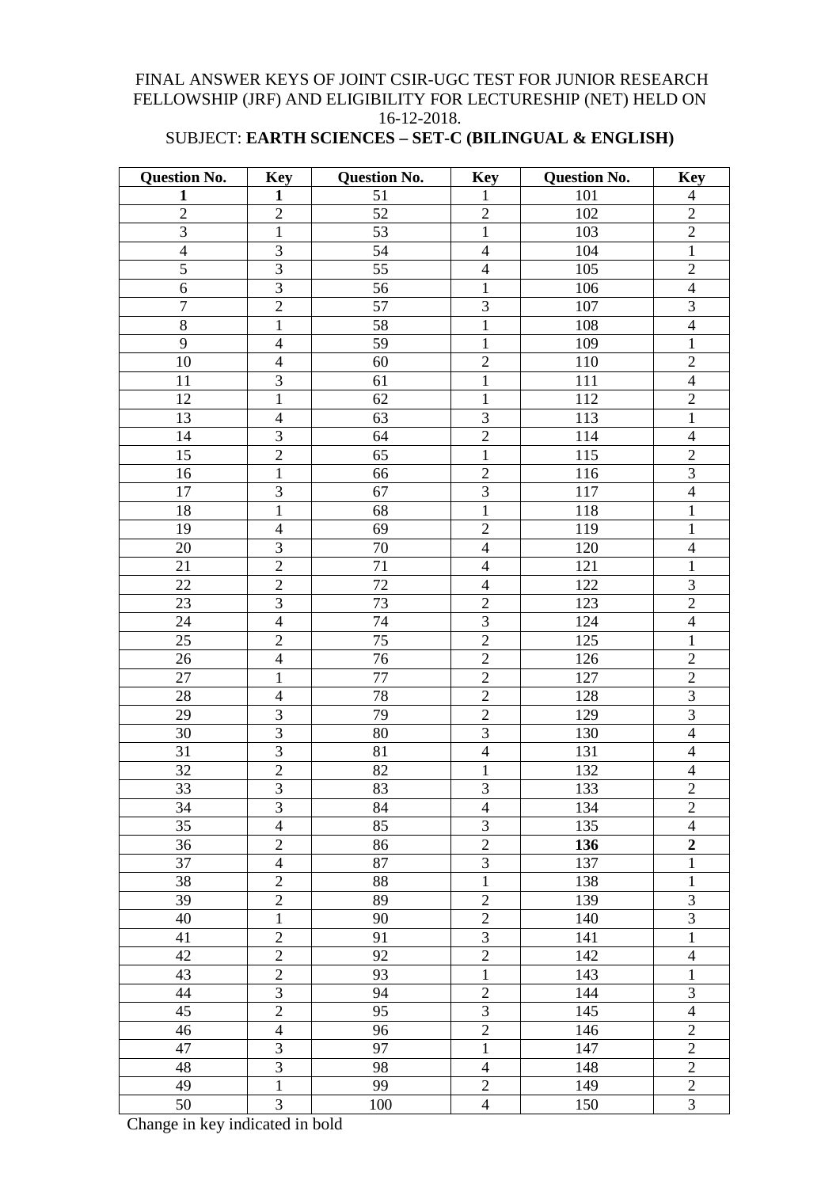FINAL ANSWER KEYS OF JOINT CSIR-UGC TEST FOR JUNIOR RESEARCH FELLOWSHIP (JRF) AND ELIGIBILITY FOR LECTURESHIP (NET) HELD ON 16-12-2018.

SUBJECT: **EARTH SCIENCES – SET-C (BILINGUAL & ENGLISH)**

| Question No. | Key | Question No. | Key | Question No. | Key |
|---|---|---|---|---|---|
| **1** | **1** | 51 | 1 | 101 | 4 |
| 2 | 2 | 52 | 2 | 102 | 2 |
| 3 | 1 | 53 | 1 | 103 | 2 |
| 4 | 3 | 54 | 4 | 104 | 1 |
| 5 | 3 | 55 | 4 | 105 | 2 |
| 6 | 3 | 56 | 1 | 106 | 4 |
| 7 | 2 | 57 | 3 | 107 | 3 |
| 8 | 1 | 58 | 1 | 108 | 4 |
| 9 | 4 | 59 | 1 | 109 | 1 |
| 10 | 4 | 60 | 2 | 110 | 2 |
| 11 | 3 | 61 | 1 | 111 | 4 |
| 12 | 1 | 62 | 1 | 112 | 2 |
| 13 | 4 | 63 | 3 | 113 | 1 |
| 14 | 3 | 64 | 2 | 114 | 4 |
| 15 | 2 | 65 | 1 | 115 | 2 |
| 16 | 1 | 66 | 2 | 116 | 3 |
| 17 | 3 | 67 | 3 | 117 | 4 |
| 18 | 1 | 68 | 1 | 118 | 1 |
| 19 | 4 | 69 | 2 | 119 | 1 |
| 20 | 3 | 70 | 4 | 120 | 4 |
| 21 | 2 | 71 | 4 | 121 | 1 |
| 22 | 2 | 72 | 4 | 122 | 3 |
| 23 | 3 | 73 | 2 | 123 | 2 |
| 24 | 4 | 74 | 3 | 124 | 4 |
| 25 | 2 | 75 | 2 | 125 | 1 |
| 26 | 4 | 76 | 2 | 126 | 2 |
| 27 | 1 | 77 | 2 | 127 | 2 |
| 28 | 4 | 78 | 2 | 128 | 3 |
| 29 | 3 | 79 | 2 | 129 | 3 |
| 30 | 3 | 80 | 3 | 130 | 4 |
| 31 | 3 | 81 | 4 | 131 | 4 |
| 32 | 2 | 82 | 1 | 132 | 4 |
| 33 | 3 | 83 | 3 | 133 | 2 |
| 34 | 3 | 84 | 4 | 134 | 2 |
| 35 | 4 | 85 | 3 | 135 | 4 |
| 36 | 2 | 86 | 2 | **136** | **2** |
| 37 | 4 | 87 | 3 | 137 | 1 |
| 38 | 2 | 88 | 1 | 138 | 1 |
| 39 | 2 | 89 | 2 | 139 | 3 |
| 40 | 1 | 90 | 2 | 140 | 3 |
| 41 | 2 | 91 | 3 | 141 | 1 |
| 42 | 2 | 92 | 2 | 142 | 4 |
| 43 | 2 | 93 | 1 | 143 | 1 |
| 44 | 3 | 94 | 2 | 144 | 3 |
| 45 | 2 | 95 | 3 | 145 | 4 |
| 46 | 4 | 96 | 2 | 146 | 2 |
| 47 | 3 | 97 | 1 | 147 | 2 |
| 48 | 3 | 98 | 4 | 148 | 2 |
| 49 | 1 | 99 | 2 | 149 | 2 |
| 50 | 3 | 100 | 4 | 150 | 3 |

Change in key indicated in bold